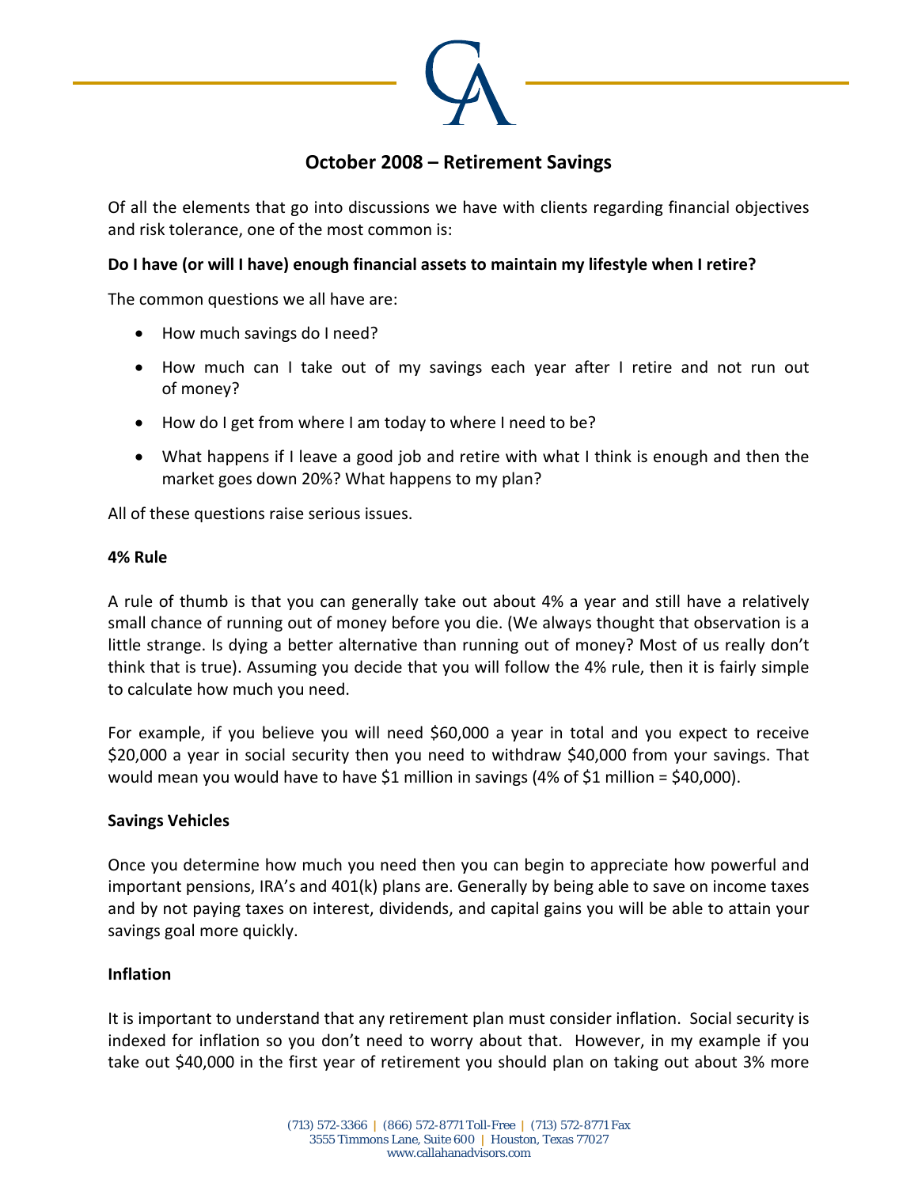# October 2008 – Retirement Savings

Of all the elements that go into discussions we have with clients regarding financial objectives and risk tolerance, one of the most common is:

**Do I have (or will I have) enough financial assets to maintain my lifestyle when I retire?**

The common questions we all have are:

- How much savings do I need?
- How much can I take out of my savings each year after I retire and not run out of money?
- How do I get from where I am today to where I need to be?
- What happens if I leave a good job and retire with what I think is enough and then the market goes down 20%? What happens to my plan?

All of these questions raise serious issues.

**4% Rule**

A rule of thumb is that you can generally take out about 4% a year and still have a relatively small chance of running out of money before you die. (We always thought that observation is a little strange. Is dying a better alternative than running out of money? Most of us really don't think that is true). Assuming you decide that you will follow the 4% rule, then it is fairly simple to calculate how much you need.

For example, if you believe you will need $60,000 a year in total and you expect to receive $20,000 a year in social security then you need to withdraw $40,000 from your savings. That would mean you would have to have $1 million in savings (4% of $1 million = $40,000).

**Savings Vehicles**

Once you determine how much you need then you can begin to appreciate how powerful and important pensions, IRA's and 401(k) plans are. Generally by being able to save on income taxes and by not paying taxes on interest, dividends, and capital gains you will be able to attain your savings goal more quickly.

**Inflation**

It is important to understand that any retirement plan must consider inflation. Social security is indexed for inflation so you don't need to worry about that. However, in my example if you take out $40,000 in the first year of retirement you should plan on taking out about 3% more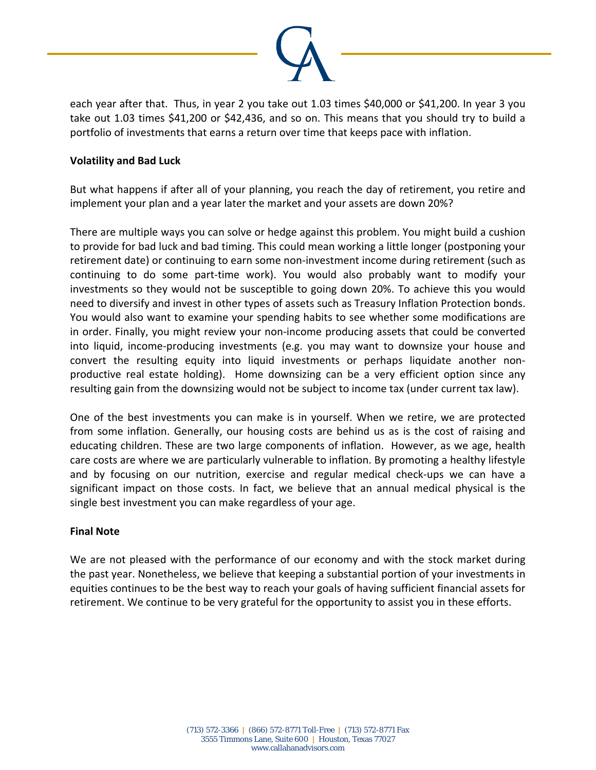each year after that. Thus, in year 2 you take out 1.03 times $40,000 or $41,200. In year 3 you take out 1.03 times $41,200 or $42,436, and so on. This means that you should try to build a portfolio of investments that earns a return over time that keeps pace with inflation.

**Volatility and Bad Luck**

But what happens if after all of your planning, you reach the day of retirement, you retire and implement your plan and a year later the market and your assets are down 20%?

There are multiple ways you can solve or hedge against this problem. You might build a cushion to provide for bad luck and bad timing. This could mean working a little longer (postponing your retirement date) or continuing to earn some non-investment income during retirement (such as continuing to do some part-time work). You would also probably want to modify your investments so they would not be susceptible to going down 20%. To achieve this you would need to diversify and invest in other types of assets such as Treasury Inflation Protection bonds. You would also want to examine your spending habits to see whether some modifications are in order. Finally, you might review your non-income producing assets that could be converted into liquid, income-producing investments (e.g. you may want to downsize your house and convert the resulting equity into liquid investments or perhaps liquidate another non-productive real estate holding). Home downsizing can be a very efficient option since any resulting gain from the downsizing would not be subject to income tax (under current tax law).

One of the best investments you can make is in yourself. When we retire, we are protected from some inflation. Generally, our housing costs are behind us as is the cost of raising and educating children. These are two large components of inflation. However, as we age, health care costs are where we are particularly vulnerable to inflation. By promoting a healthy lifestyle and by focusing on our nutrition, exercise and regular medical check-ups we can have a significant impact on those costs. In fact, we believe that an annual medical physical is the single best investment you can make regardless of your age.

**Final Note**

We are not pleased with the performance of our economy and with the stock market during the past year. Nonetheless, we believe that keeping a substantial portion of your investments in equities continues to be the best way to reach your goals of having sufficient financial assets for retirement. We continue to be very grateful for the opportunity to assist you in these efforts.

(713) 572-3366 | (866) 572-8771 Toll-Free | (713) 572-8771 Fax
3555 Timmons Lane, Suite 600 | Houston, Texas 77027
www.callahanadvisors.com